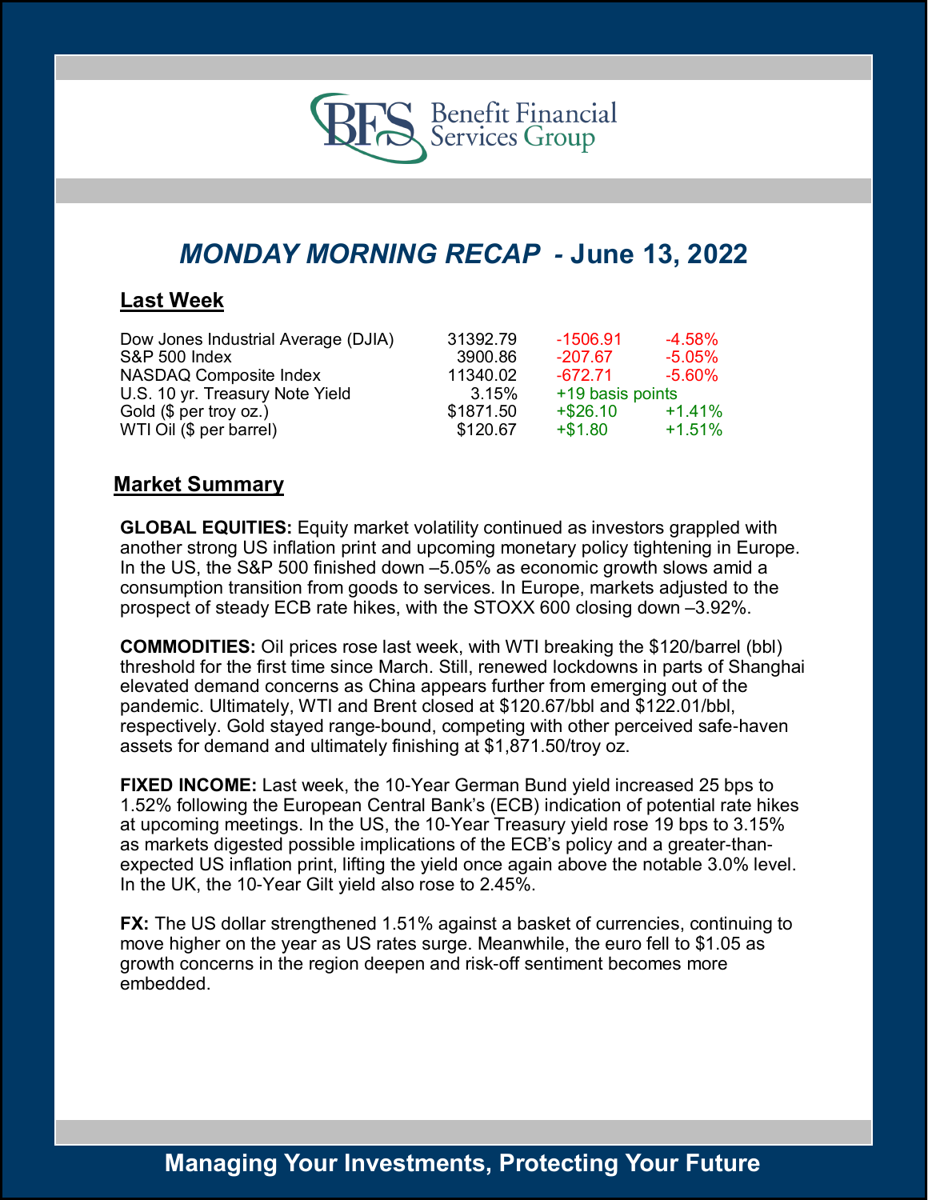Benefit Financial Services Group

# *MONDAY MORNING RECAP* - June 13, 2022

## Last Week

| | | | |
|---|---|---|---|
| Dow Jones Industrial Average (DJIA) | 31392.79 | -1506.91 | -4.58% |
| S&P 500 Index | 3900.86 | -207.67 | -5.05% |
| NASDAQ Composite Index | 11340.02 | -672.71 | -5.60% |
| U.S. 10 yr. Treasury Note Yield | 3.15% | +19 basis points | |
| Gold ($ per troy oz.) | $1871.50 | +$26.10 | +1.41% |
| WTI Oil ($ per barrel) | $120.67 | +$1.80 | +1.51% |

## Market Summary

**GLOBAL EQUITIES:** Equity market volatility continued as investors grappled with another strong US inflation print and upcoming monetary policy tightening in Europe. In the US, the S&P 500 finished down –5.05% as economic growth slows amid a consumption transition from goods to services. In Europe, markets adjusted to the prospect of steady ECB rate hikes, with the STOXX 600 closing down –3.92%.

**COMMODITIES:** Oil prices rose last week, with WTI breaking the $120/barrel (bbl) threshold for the first time since March. Still, renewed lockdowns in parts of Shanghai elevated demand concerns as China appears further from emerging out of the pandemic. Ultimately, WTI and Brent closed at $120.67/bbl and $122.01/bbl, respectively. Gold stayed range-bound, competing with other perceived safe-haven assets for demand and ultimately finishing at $1,871.50/troy oz.

**FIXED INCOME:** Last week, the 10-Year German Bund yield increased 25 bps to 1.52% following the European Central Bank's (ECB) indication of potential rate hikes at upcoming meetings. In the US, the 10-Year Treasury yield rose 19 bps to 3.15% as markets digested possible implications of the ECB's policy and a greater-than-expected US inflation print, lifting the yield once again above the notable 3.0% level. In the UK, the 10-Year Gilt yield also rose to 2.45%.

**FX:** The US dollar strengthened 1.51% against a basket of currencies, continuing to move higher on the year as US rates surge. Meanwhile, the euro fell to $1.05 as growth concerns in the region deepen and risk-off sentiment becomes more embedded.

**Managing Your Investments, Protecting Your Future**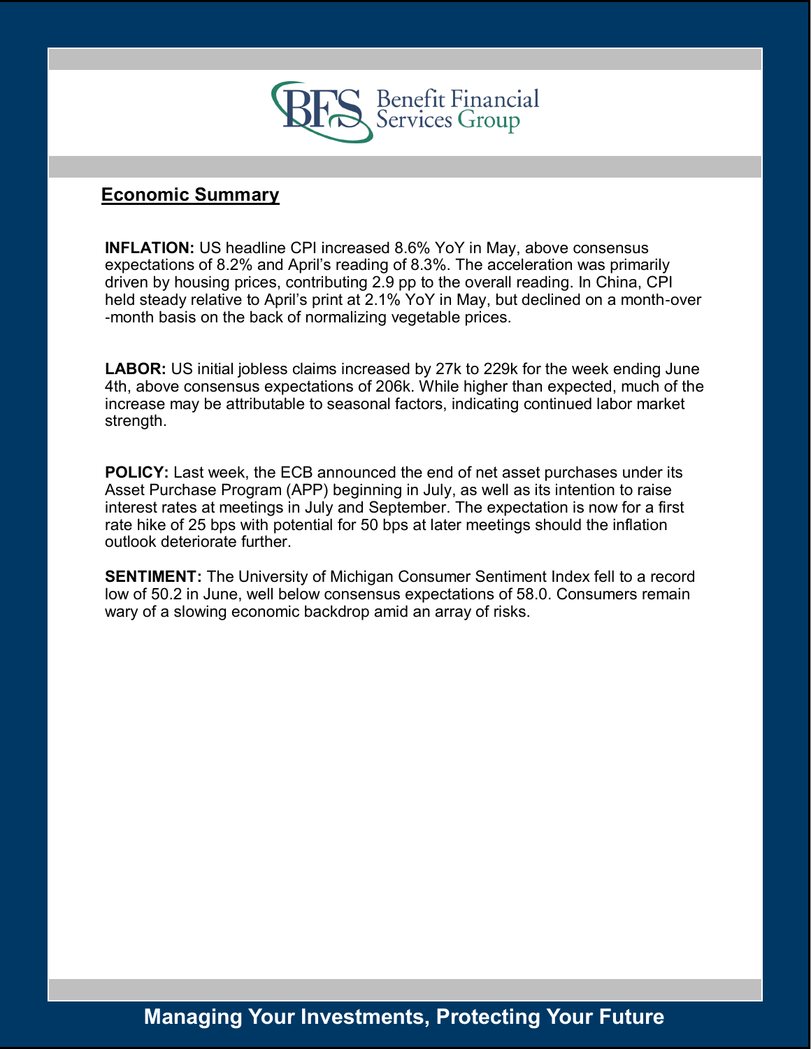Benefit Financial Services Group

## Economic Summary

**INFLATION:** US headline CPI increased 8.6% YoY in May, above consensus expectations of 8.2% and April's reading of 8.3%. The acceleration was primarily driven by housing prices, contributing 2.9 pp to the overall reading. In China, CPI held steady relative to April's print at 2.1% YoY in May, but declined on a month-over-month basis on the back of normalizing vegetable prices.

**LABOR:** US initial jobless claims increased by 27k to 229k for the week ending June 4th, above consensus expectations of 206k. While higher than expected, much of the increase may be attributable to seasonal factors, indicating continued labor market strength.

**POLICY:** Last week, the ECB announced the end of net asset purchases under its Asset Purchase Program (APP) beginning in July, as well as its intention to raise interest rates at meetings in July and September. The expectation is now for a first rate hike of 25 bps with potential for 50 bps at later meetings should the inflation outlook deteriorate further.

**SENTIMENT:** The University of Michigan Consumer Sentiment Index fell to a record low of 50.2 in June, well below consensus expectations of 58.0. Consumers remain wary of a slowing economic backdrop amid an array of risks.

**Managing Your Investments, Protecting Your Future**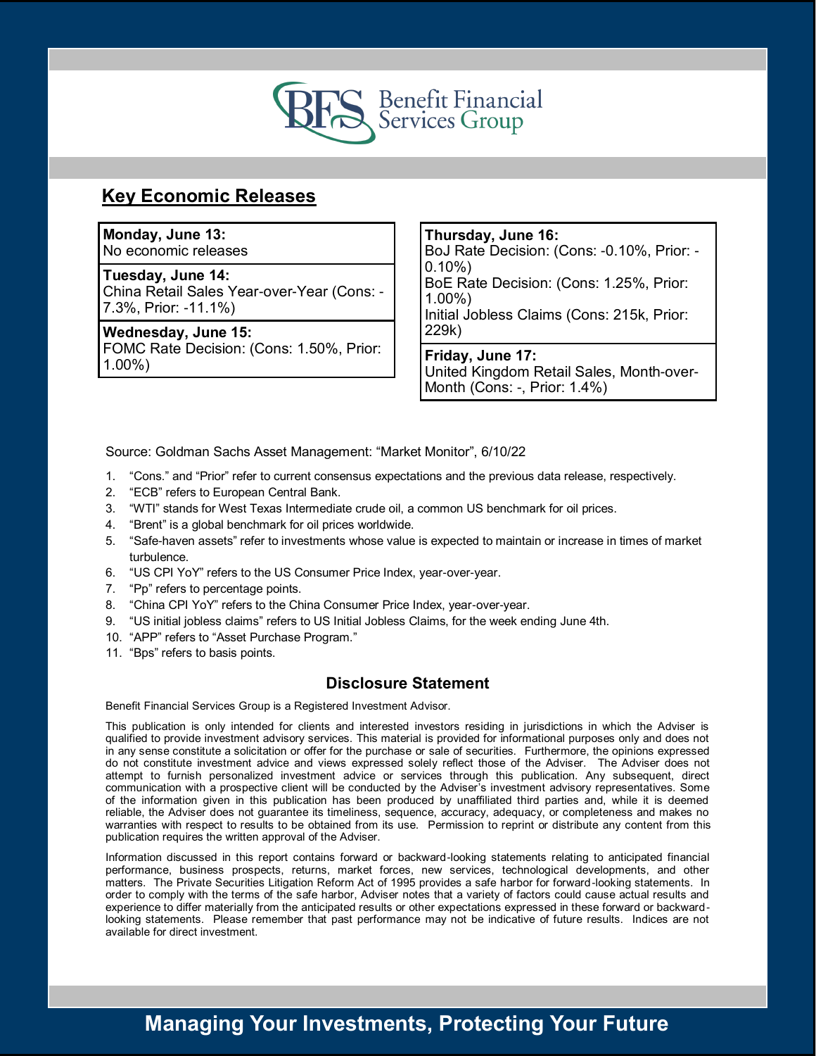Benefit Financial Services Group

## Key Economic Releases

**Monday, June 13:**
No economic releases

**Tuesday, June 14:**
China Retail Sales Year-over-Year (Cons: -7.3%, Prior: -11.1%)

**Wednesday, June 15:**
FOMC Rate Decision: (Cons: 1.50%, Prior: 1.00%)

**Thursday, June 16:**
BoJ Rate Decision: (Cons: -0.10%, Prior: -0.10%)
BoE Rate Decision: (Cons: 1.25%, Prior: 1.00%)
Initial Jobless Claims (Cons: 215k, Prior: 229k)

**Friday, June 17:**
United Kingdom Retail Sales, Month-over-Month (Cons: -, Prior: 1.4%)

Source: Goldman Sachs Asset Management: "Market Monitor", 6/10/22

1. "Cons." and "Prior" refer to current consensus expectations and the previous data release, respectively.
2. "ECB" refers to European Central Bank.
3. "WTI" stands for West Texas Intermediate crude oil, a common US benchmark for oil prices.
4. "Brent" is a global benchmark for oil prices worldwide.
5. "Safe-haven assets" refer to investments whose value is expected to maintain or increase in times of market turbulence.
6. "US CPI YoY" refers to the US Consumer Price Index, year-over-year.
7. "Pp" refers to percentage points.
8. "China CPI YoY" refers to the China Consumer Price Index, year-over-year.
9. "US initial jobless claims" refers to US Initial Jobless Claims, for the week ending June 4th.
10. "APP" refers to "Asset Purchase Program."
11. "Bps" refers to basis points.

### Disclosure Statement

Benefit Financial Services Group is a Registered Investment Advisor.

This publication is only intended for clients and interested investors residing in jurisdictions in which the Adviser is qualified to provide investment advisory services. This material is provided for informational purposes only and does not in any sense constitute a solicitation or offer for the purchase or sale of securities. Furthermore, the opinions expressed do not constitute investment advice and views expressed solely reflect those of the Adviser. The Adviser does not attempt to furnish personalized investment advice or services through this publication. Any subsequent, direct communication with a prospective client will be conducted by the Adviser's investment advisory representatives. Some of the information given in this publication has been produced by unaffiliated third parties and, while it is deemed reliable, the Adviser does not guarantee its timeliness, sequence, accuracy, adequacy, or completeness and makes no warranties with respect to results to be obtained from its use. Permission to reprint or distribute any content from this publication requires the written approval of the Adviser.

Information discussed in this report contains forward or backward-looking statements relating to anticipated financial performance, business prospects, returns, market forces, new services, technological developments, and other matters. The Private Securities Litigation Reform Act of 1995 provides a safe harbor for forward-looking statements. In order to comply with the terms of the safe harbor, Adviser notes that a variety of factors could cause actual results and experience to differ materially from the anticipated results or other expectations expressed in these forward or backward-looking statements. Please remember that past performance may not be indicative of future results. Indices are not available for direct investment.

**Managing Your Investments, Protecting Your Future**